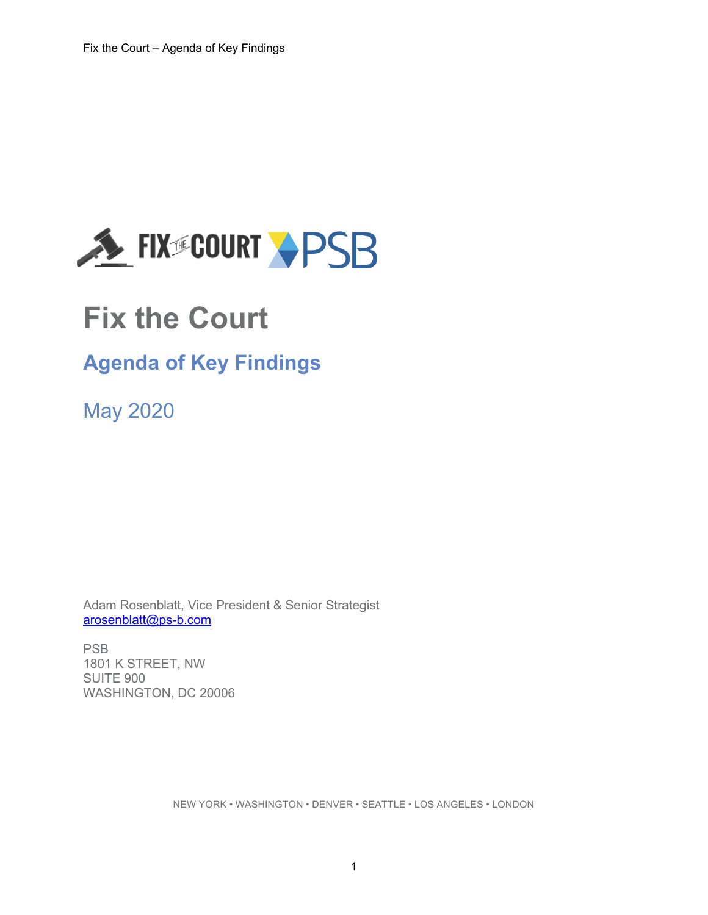# Fix the Court

## Agenda of Key Findings

May 2020

Adam Rosenblatt, Vice President & Senior Strategist
arosenblatt@ps-b.com

PSB
1801 K STREET, NW
SUITE 900
WASHINGTON, DC 20006

NEW YORK • WASHINGTON • DENVER • SEATTLE • LOS ANGELES • LONDON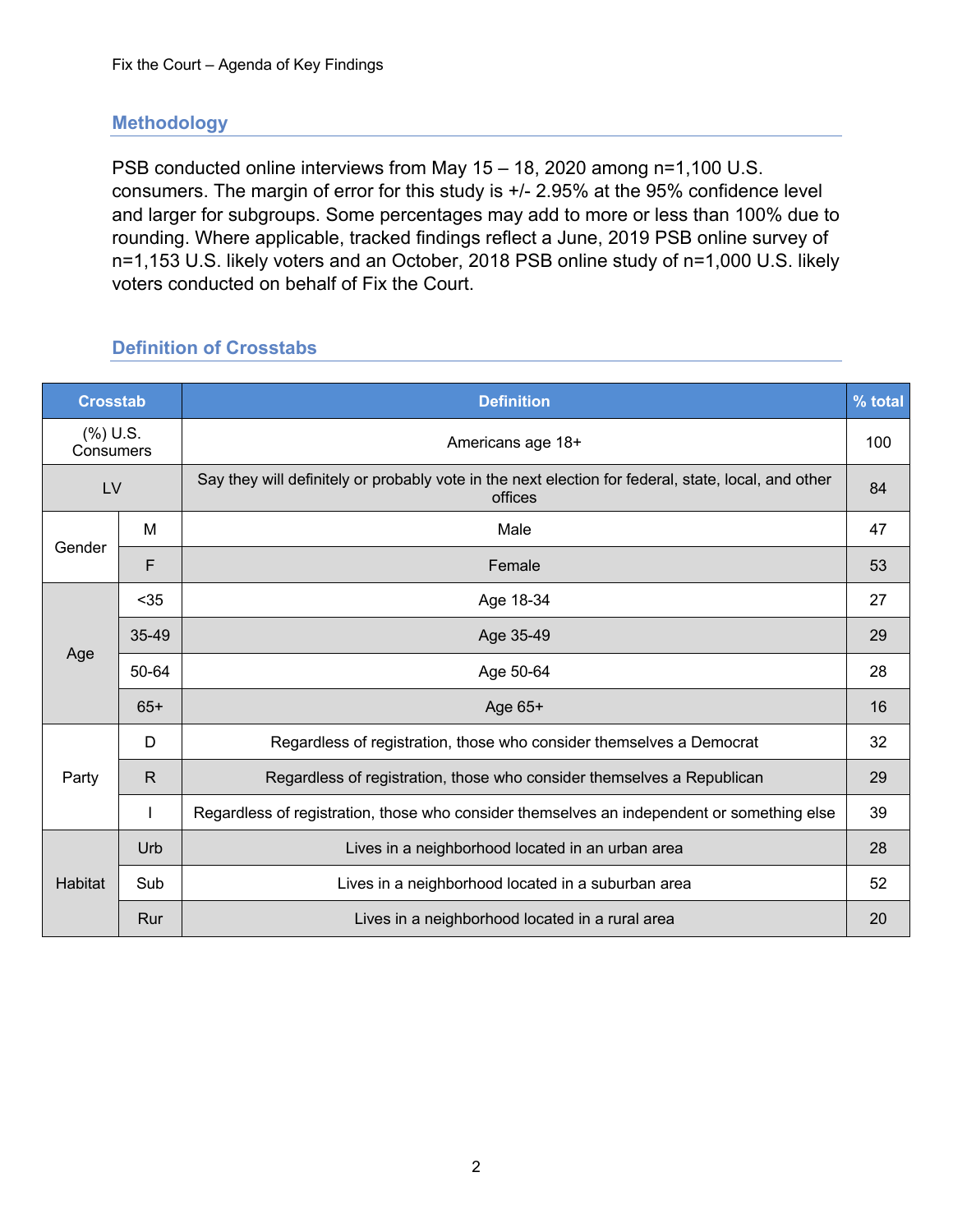## Methodology

PSB conducted online interviews from May 15 – 18, 2020 among n=1,100 U.S. consumers. The margin of error for this study is +/- 2.95% at the 95% confidence level and larger for subgroups. Some percentages may add to more or less than 100% due to rounding. Where applicable, tracked findings reflect a June, 2019 PSB online survey of n=1,153 U.S. likely voters and an October, 2018 PSB online study of n=1,000 U.S. likely voters conducted on behalf of Fix the Court.

## Definition of Crosstabs

| Crosstab | | Definition | % total |
|---|---|---|---|
| (%) U.S. Consumers | | Americans age 18+ | 100 |
| LV | | Say they will definitely or probably vote in the next election for federal, state, local, and other offices | 84 |
| Gender | M | Male | 47 |
| | F | Female | 53 |
| Age | <35 | Age 18-34 | 27 |
| | 35-49 | Age 35-49 | 29 |
| | 50-64 | Age 50-64 | 28 |
| | 65+ | Age 65+ | 16 |
| Party | D | Regardless of registration, those who consider themselves a Democrat | 32 |
| | R | Regardless of registration, those who consider themselves a Republican | 29 |
| | I | Regardless of registration, those who consider themselves an independent or something else | 39 |
| Habitat | Urb | Lives in a neighborhood located in an urban area | 28 |
| | Sub | Lives in a neighborhood located in a suburban area | 52 |
| | Rur | Lives in a neighborhood located in a rural area | 20 |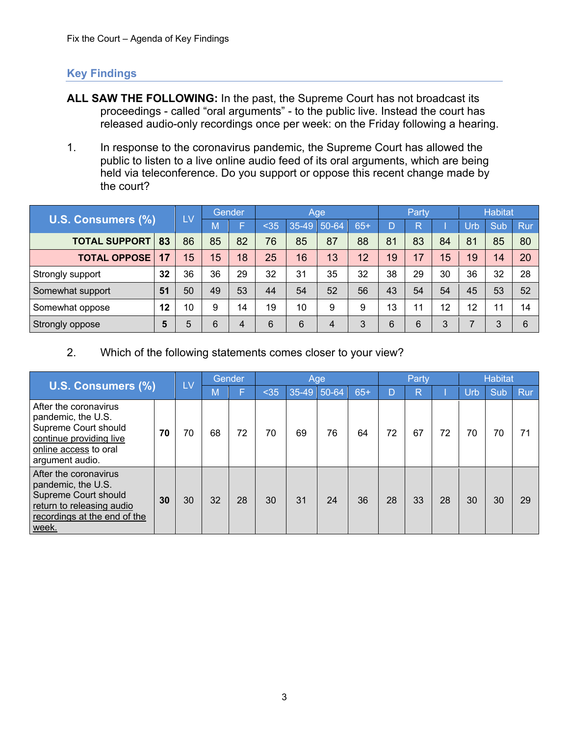## Key Findings

**ALL SAW THE FOLLOWING:** In the past, the Supreme Court has not broadcast its proceedings - called "oral arguments" - to the public live. Instead the court has released audio-only recordings once per week: on the Friday following a hearing.

1. In response to the coronavirus pandemic, the Supreme Court has allowed the public to listen to a live online audio feed of its oral arguments, which are being held via teleconference. Do you support or oppose this recent change made by the court?

| U.S. Consumers (%) | | LV | Gender | | Age | | | | Party | | | Habitat | | |
|---|---|---|---|---|---|---|---|---|---|---|---|---|---|---|
| | | | M | F | <35 | 35-49 | 50-64 | 65+ | D | R | I | Urb | Sub | Rur |
| **TOTAL SUPPORT** | **83** | 86 | 85 | 82 | 76 | 85 | 87 | 88 | 81 | 83 | 84 | 81 | 85 | 80 |
| **TOTAL OPPOSE** | **17** | 15 | 15 | 18 | 25 | 16 | 13 | 12 | 19 | 17 | 15 | 19 | 14 | 20 |
| Strongly support | **32** | 36 | 36 | 29 | 32 | 31 | 35 | 32 | 38 | 29 | 30 | 36 | 32 | 28 |
| Somewhat support | **51** | 50 | 49 | 53 | 44 | 54 | 52 | 56 | 43 | 54 | 54 | 45 | 53 | 52 |
| Somewhat oppose | **12** | 10 | 9 | 14 | 19 | 10 | 9 | 9 | 13 | 11 | 12 | 12 | 11 | 14 |
| Strongly oppose | **5** | 5 | 6 | 4 | 6 | 6 | 4 | 3 | 6 | 6 | 3 | 7 | 3 | 6 |

2. Which of the following statements comes closer to your view?

| U.S. Consumers (%) | | LV | Gender | | Age | | | | Party | | | Habitat | | |
|---|---|---|---|---|---|---|---|---|---|---|---|---|---|---|
| | | | M | F | <35 | 35-49 | 50-64 | 65+ | D | R | I | Urb | Sub | Rur |
| After the coronavirus pandemic, the U.S. Supreme Court should continue providing live online access to oral argument audio. | **70** | 70 | 68 | 72 | 70 | 69 | 76 | 64 | 72 | 67 | 72 | 70 | 70 | 71 |
| After the coronavirus pandemic, the U.S. Supreme Court should return to releasing audio recordings at the end of the week. | **30** | 30 | 32 | 28 | 30 | 31 | 24 | 36 | 28 | 33 | 28 | 30 | 30 | 29 |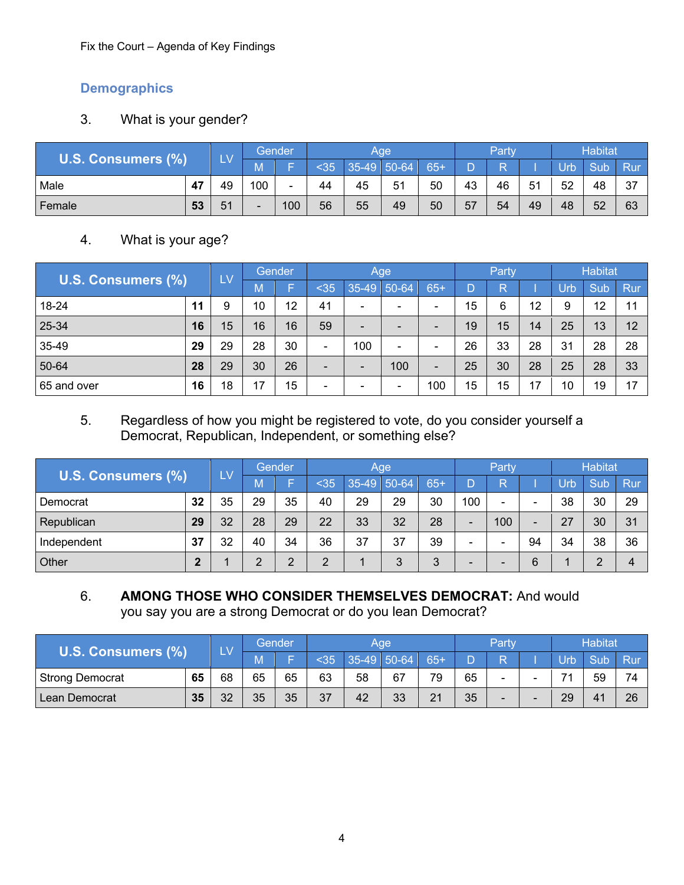## Demographics

3. What is your gender?

| U.S. Consumers (%) | | LV | Gender | | Age | | | | Party | | | Habitat | | |
|---|---|---|---|---|---|---|---|---|---|---|---|---|---|---|
| | | | M | F | <35 | 35-49 | 50-64 | 65+ | D | R | I | Urb | Sub | Rur |
| Male | **47** | 49 | 100 | - | 44 | 45 | 51 | 50 | 43 | 46 | 51 | 52 | 48 | 37 |
| Female | **53** | 51 | - | 100 | 56 | 55 | 49 | 50 | 57 | 54 | 49 | 48 | 52 | 63 |

4. What is your age?

| U.S. Consumers (%) | | LV | Gender | | Age | | | | Party | | | Habitat | | |
|---|---|---|---|---|---|---|---|---|---|---|---|---|---|---|
| | | | M | F | <35 | 35-49 | 50-64 | 65+ | D | R | I | Urb | Sub | Rur |
| 18-24 | **11** | 9 | 10 | 12 | 41 | - | - | - | 15 | 6 | 12 | 9 | 12 | 11 |
| 25-34 | **16** | 15 | 16 | 16 | 59 | - | - | - | 19 | 15 | 14 | 25 | 13 | 12 |
| 35-49 | **29** | 29 | 28 | 30 | - | 100 | - | - | 26 | 33 | 28 | 31 | 28 | 28 |
| 50-64 | **28** | 29 | 30 | 26 | - | - | 100 | - | 25 | 30 | 28 | 25 | 28 | 33 |
| 65 and over | **16** | 18 | 17 | 15 | - | - | - | 100 | 15 | 15 | 17 | 10 | 19 | 17 |

5. Regardless of how you might be registered to vote, do you consider yourself a Democrat, Republican, Independent, or something else?

| U.S. Consumers (%) | | LV | Gender | | Age | | | | Party | | | Habitat | | |
|---|---|---|---|---|---|---|---|---|---|---|---|---|---|---|
| | | | M | F | <35 | 35-49 | 50-64 | 65+ | D | R | I | Urb | Sub | Rur |
| Democrat | **32** | 35 | 29 | 35 | 40 | 29 | 29 | 30 | 100 | - | - | 38 | 30 | 29 |
| Republican | **29** | 32 | 28 | 29 | 22 | 33 | 32 | 28 | - | 100 | - | 27 | 30 | 31 |
| Independent | **37** | 32 | 40 | 34 | 36 | 37 | 37 | 39 | - | - | 94 | 34 | 38 | 36 |
| Other | **2** | 1 | 2 | 2 | 2 | 1 | 3 | 3 | - | - | 6 | 1 | 2 | 4 |

6. **AMONG THOSE WHO CONSIDER THEMSELVES DEMOCRAT:** And would you say you are a strong Democrat or do you lean Democrat?

| U.S. Consumers (%) | | LV | Gender | | Age | | | | Party | | | Habitat | | |
|---|---|---|---|---|---|---|---|---|---|---|---|---|---|---|
| | | | M | F | <35 | 35-49 | 50-64 | 65+ | D | R | I | Urb | Sub | Rur |
| Strong Democrat | **65** | 68 | 65 | 65 | 63 | 58 | 67 | 79 | 65 | - | - | 71 | 59 | 74 |
| Lean Democrat | **35** | 32 | 35 | 35 | 37 | 42 | 33 | 21 | 35 | - | - | 29 | 41 | 26 |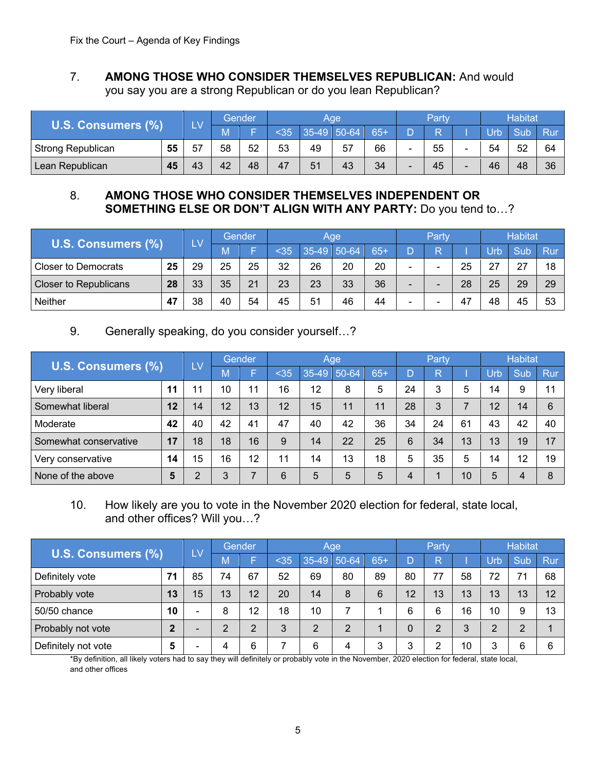7. **AMONG THOSE WHO CONSIDER THEMSELVES REPUBLICAN:** And would you say you are a strong Republican or do you lean Republican?

| U.S. Consumers (%) | | LV | Gender | | Age | | | | Party | | | Habitat | | |
|---|---|---|---|---|---|---|---|---|---|---|---|---|---|---|
| | | | M | F | <35 | 35-49 | 50-64 | 65+ | D | R | I | Urb | Sub | Rur |
| Strong Republican | **55** | 57 | 58 | 52 | 53 | 49 | 57 | 66 | - | 55 | - | 54 | 52 | 64 |
| Lean Republican | **45** | 43 | 42 | 48 | 47 | 51 | 43 | 34 | - | 45 | - | 46 | 48 | 36 |

8. **AMONG THOSE WHO CONSIDER THEMSELVES INDEPENDENT OR SOMETHING ELSE OR DON'T ALIGN WITH ANY PARTY:** Do you tend to…?

| U.S. Consumers (%) | | LV | Gender | | Age | | | | Party | | | Habitat | | |
|---|---|---|---|---|---|---|---|---|---|---|---|---|---|---|
| | | | M | F | <35 | 35-49 | 50-64 | 65+ | D | R | I | Urb | Sub | Rur |
| Closer to Democrats | **25** | 29 | 25 | 25 | 32 | 26 | 20 | 20 | - | - | 25 | 27 | 27 | 18 |
| Closer to Republicans | **28** | 33 | 35 | 21 | 23 | 23 | 33 | 36 | - | - | 28 | 25 | 29 | 29 |
| Neither | **47** | 38 | 40 | 54 | 45 | 51 | 46 | 44 | - | - | 47 | 48 | 45 | 53 |

9. Generally speaking, do you consider yourself…?

| U.S. Consumers (%) | | LV | Gender | | Age | | | | Party | | | Habitat | | |
|---|---|---|---|---|---|---|---|---|---|---|---|---|---|---|
| | | | M | F | <35 | 35-49 | 50-64 | 65+ | D | R | I | Urb | Sub | Rur |
| Very liberal | **11** | 11 | 10 | 11 | 16 | 12 | 8 | 5 | 24 | 3 | 5 | 14 | 9 | 11 |
| Somewhat liberal | **12** | 14 | 12 | 13 | 12 | 15 | 11 | 11 | 28 | 3 | 7 | 12 | 14 | 6 |
| Moderate | **42** | 40 | 42 | 41 | 47 | 40 | 42 | 36 | 34 | 24 | 61 | 43 | 42 | 40 |
| Somewhat conservative | **17** | 18 | 18 | 16 | 9 | 14 | 22 | 25 | 6 | 34 | 13 | 13 | 19 | 17 |
| Very conservative | **14** | 15 | 16 | 12 | 11 | 14 | 13 | 18 | 5 | 35 | 5 | 14 | 12 | 19 |
| None of the above | **5** | 2 | 3 | 7 | 6 | 5 | 5 | 5 | 4 | 1 | 10 | 5 | 4 | 8 |

10. How likely are you to vote in the November 2020 election for federal, state local, and other offices? Will you…?

| U.S. Consumers (%) | | LV | Gender | | Age | | | | Party | | | Habitat | | |
|---|---|---|---|---|---|---|---|---|---|---|---|---|---|---|
| | | | M | F | <35 | 35-49 | 50-64 | 65+ | D | R | I | Urb | Sub | Rur |
| Definitely vote | **71** | 85 | 74 | 67 | 52 | 69 | 80 | 89 | 80 | 77 | 58 | 72 | 71 | 68 |
| Probably vote | **13** | 15 | 13 | 12 | 20 | 14 | 8 | 6 | 12 | 13 | 13 | 13 | 13 | 12 |
| 50/50 chance | **10** | - | 8 | 12 | 18 | 10 | 7 | 1 | 6 | 6 | 16 | 10 | 9 | 13 |
| Probably not vote | **2** | - | 2 | 2 | 3 | 2 | 2 | 1 | 0 | 2 | 3 | 2 | 2 | 1 |
| Definitely not vote | **5** | - | 4 | 6 | 7 | 6 | 4 | 3 | 3 | 2 | 10 | 3 | 6 | 6 |

*By definition, all likely voters had to say they will definitely or probably vote in the November, 2020 election for federal, state local, and other offices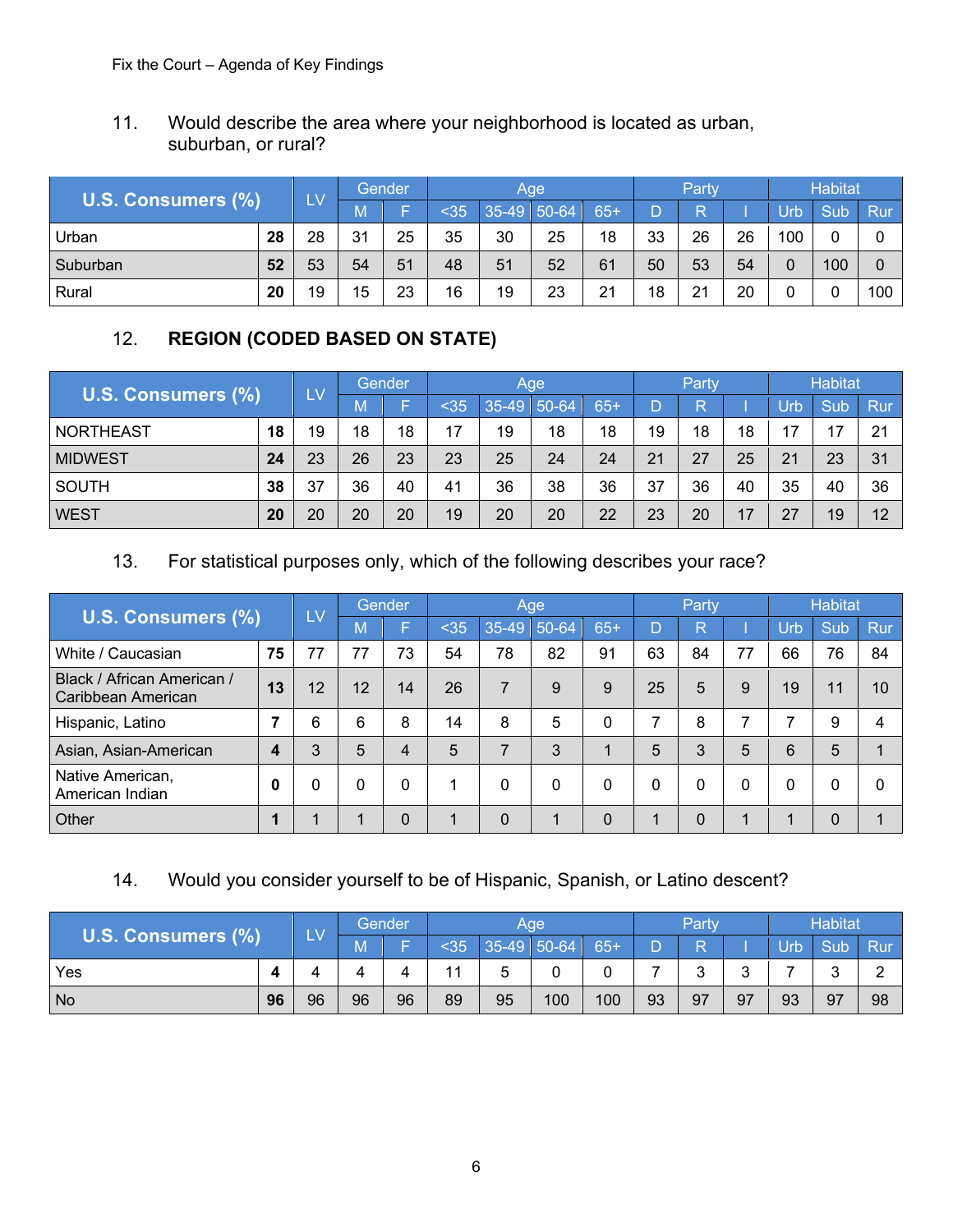11. Would describe the area where your neighborhood is located as urban, suburban, or rural?

| U.S. Consumers (%) | | LV | Gender | | Age | | | | Party | | | Habitat | | |
|---|---|---|---|---|---|---|---|---|---|---|---|---|---|---|
| | | | M | F | <35 | 35-49 | 50-64 | 65+ | D | R | I | Urb | Sub | Rur |
| Urban | **28** | 28 | 31 | 25 | 35 | 30 | 25 | 18 | 33 | 26 | 26 | 100 | 0 | 0 |
| Suburban | **52** | 53 | 54 | 51 | 48 | 51 | 52 | 61 | 50 | 53 | 54 | 0 | 100 | 0 |
| Rural | **20** | 19 | 15 | 23 | 16 | 19 | 23 | 21 | 18 | 21 | 20 | 0 | 0 | 100 |

12. **REGION (CODED BASED ON STATE)**

| U.S. Consumers (%) | | LV | Gender | | Age | | | | Party | | | Habitat | | |
|---|---|---|---|---|---|---|---|---|---|---|---|---|---|---|
| | | | M | F | <35 | 35-49 | 50-64 | 65+ | D | R | I | Urb | Sub | Rur |
| NORTHEAST | **18** | 19 | 18 | 18 | 17 | 19 | 18 | 18 | 19 | 18 | 18 | 17 | 17 | 21 |
| MIDWEST | **24** | 23 | 26 | 23 | 23 | 25 | 24 | 24 | 21 | 27 | 25 | 21 | 23 | 31 |
| SOUTH | **38** | 37 | 36 | 40 | 41 | 36 | 38 | 36 | 37 | 36 | 40 | 35 | 40 | 36 |
| WEST | **20** | 20 | 20 | 20 | 19 | 20 | 20 | 22 | 23 | 20 | 17 | 27 | 19 | 12 |

13. For statistical purposes only, which of the following describes your race?

| U.S. Consumers (%) | | LV | Gender | | Age | | | | Party | | | Habitat | | |
|---|---|---|---|---|---|---|---|---|---|---|---|---|---|---|
| | | | M | F | <35 | 35-49 | 50-64 | 65+ | D | R | I | Urb | Sub | Rur |
| White / Caucasian | **75** | 77 | 77 | 73 | 54 | 78 | 82 | 91 | 63 | 84 | 77 | 66 | 76 | 84 |
| Black / African American / Caribbean American | **13** | 12 | 12 | 14 | 26 | 7 | 9 | 9 | 25 | 5 | 9 | 19 | 11 | 10 |
| Hispanic, Latino | **7** | 6 | 6 | 8 | 14 | 8 | 5 | 0 | 7 | 8 | 7 | 7 | 9 | 4 |
| Asian, Asian-American | **4** | 3 | 5 | 4 | 5 | 7 | 3 | 1 | 5 | 3 | 5 | 6 | 5 | 1 |
| Native American, American Indian | **0** | 0 | 0 | 0 | 1 | 0 | 0 | 0 | 0 | 0 | 0 | 0 | 0 | 0 |
| Other | **1** | 1 | 1 | 0 | 1 | 0 | 1 | 0 | 1 | 0 | 1 | 1 | 0 | 1 |

14. Would you consider yourself to be of Hispanic, Spanish, or Latino descent?

| U.S. Consumers (%) | | LV | Gender | | Age | | | | Party | | | Habitat | | |
|---|---|---|---|---|---|---|---|---|---|---|---|---|---|---|
| | | | M | F | <35 | 35-49 | 50-64 | 65+ | D | R | I | Urb | Sub | Rur |
| Yes | **4** | 4 | 4 | 4 | 11 | 5 | 0 | 0 | 7 | 3 | 3 | 7 | 3 | 2 |
| No | **96** | 96 | 96 | 96 | 89 | 95 | 100 | 100 | 93 | 97 | 97 | 93 | 97 | 98 |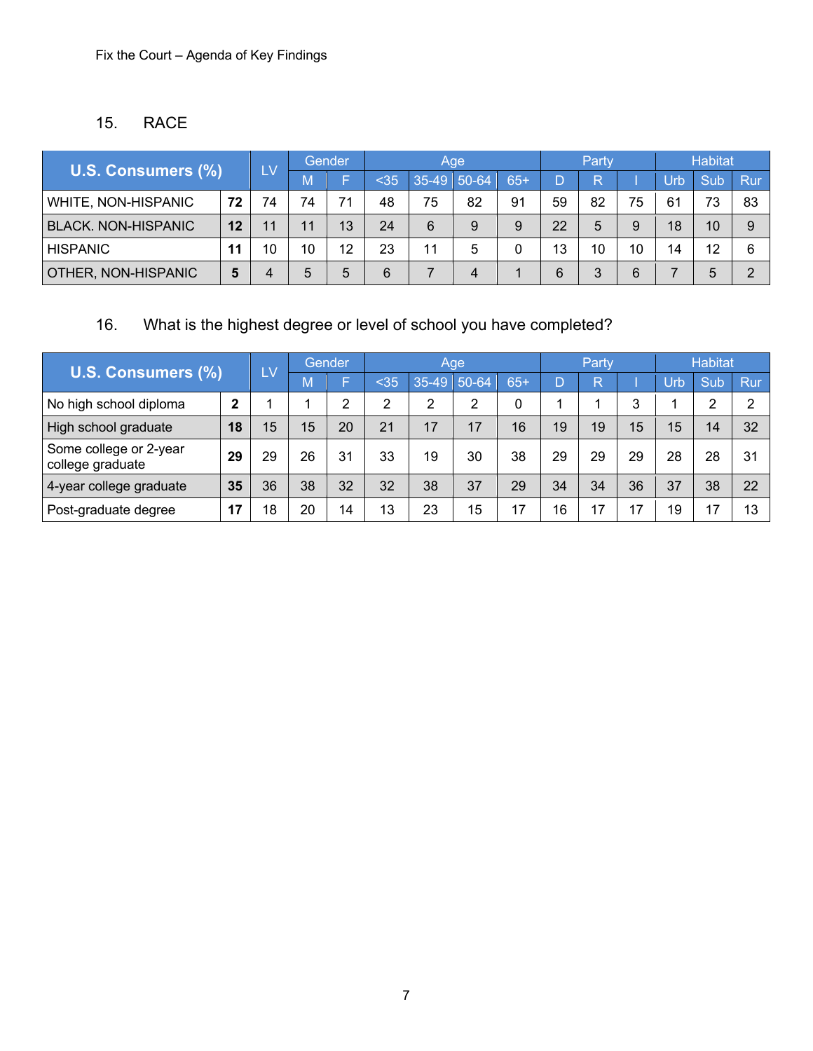## 15. RACE

| U.S. Consumers (%) | | LV | Gender | | Age | | | | Party | | | Habitat | | |
|---|---|---|---|---|---|---|---|---|---|---|---|---|---|---|
| | | | M | F | <35 | 35-49 | 50-64 | 65+ | D | R | I | Urb | Sub | Rur |
| WHITE, NON-HISPANIC | **72** | 74 | 74 | 71 | 48 | 75 | 82 | 91 | 59 | 82 | 75 | 61 | 73 | 83 |
| BLACK. NON-HISPANIC | **12** | 11 | 11 | 13 | 24 | 6 | 9 | 9 | 22 | 5 | 9 | 18 | 10 | 9 |
| HISPANIC | **11** | 10 | 10 | 12 | 23 | 11 | 5 | 0 | 13 | 10 | 10 | 14 | 12 | 6 |
| OTHER, NON-HISPANIC | **5** | 4 | 5 | 5 | 6 | 7 | 4 | 1 | 6 | 3 | 6 | 7 | 5 | 2 |

## 16. What is the highest degree or level of school you have completed?

| U.S. Consumers (%) | | LV | Gender | | Age | | | | Party | | | Habitat | | |
|---|---|---|---|---|---|---|---|---|---|---|---|---|---|---|
| | | | M | F | <35 | 35-49 | 50-64 | 65+ | D | R | I | Urb | Sub | Rur |
| No high school diploma | **2** | 1 | 1 | 2 | 2 | 2 | 2 | 0 | 1 | 1 | 3 | 1 | 2 | 2 |
| High school graduate | **18** | 15 | 15 | 20 | 21 | 17 | 17 | 16 | 19 | 19 | 15 | 15 | 14 | 32 |
| Some college or 2-year college graduate | **29** | 29 | 26 | 31 | 33 | 19 | 30 | 38 | 29 | 29 | 29 | 28 | 28 | 31 |
| 4-year college graduate | **35** | 36 | 38 | 32 | 32 | 38 | 37 | 29 | 34 | 34 | 36 | 37 | 38 | 22 |
| Post-graduate degree | **17** | 18 | 20 | 14 | 13 | 23 | 15 | 17 | 16 | 17 | 17 | 19 | 17 | 13 |